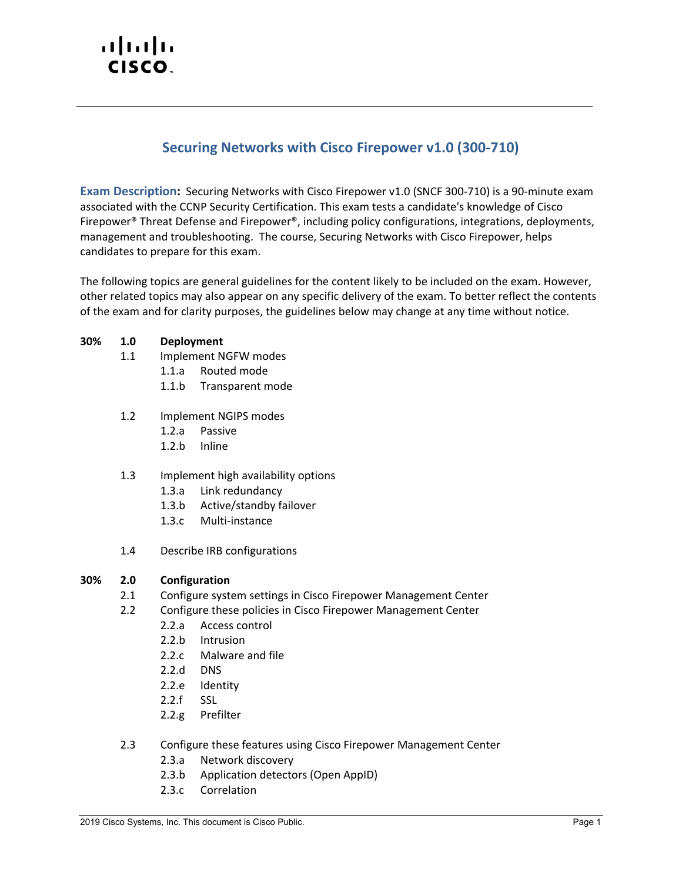# Securing Networks with Cisco Firepower v1.0 (300-710)

**Exam Description:** Securing Networks with Cisco Firepower v1.0 (SNCF 300-710) is a 90-minute exam associated with the CCNP Security Certification. This exam tests a candidate's knowledge of Cisco Firepower® Threat Defense and Firepower®, including policy configurations, integrations, deployments, management and troubleshooting. The course, Securing Networks with Cisco Firepower, helps candidates to prepare for this exam.

The following topics are general guidelines for the content likely to be included on the exam. However, other related topics may also appear on any specific delivery of the exam. To better reflect the contents of the exam and for clarity purposes, the guidelines below may change at any time without notice.

**30% 1.0 Deployment**

- 1.1 Implement NGFW modes
  - 1.1.a Routed mode
  - 1.1.b Transparent mode
- 1.2 Implement NGIPS modes
  - 1.2.a Passive
  - 1.2.b Inline
- 1.3 Implement high availability options
  - 1.3.a Link redundancy
  - 1.3.b Active/standby failover
  - 1.3.c Multi-instance
- 1.4 Describe IRB configurations

**30% 2.0 Configuration**

- 2.1 Configure system settings in Cisco Firepower Management Center
- 2.2 Configure these policies in Cisco Firepower Management Center
  - 2.2.a Access control
  - 2.2.b Intrusion
  - 2.2.c Malware and file
  - 2.2.d DNS
  - 2.2.e Identity
  - 2.2.f SSL
  - 2.2.g Prefilter
- 2.3 Configure these features using Cisco Firepower Management Center
  - 2.3.a Network discovery
  - 2.3.b Application detectors (Open AppID)
  - 2.3.c Correlation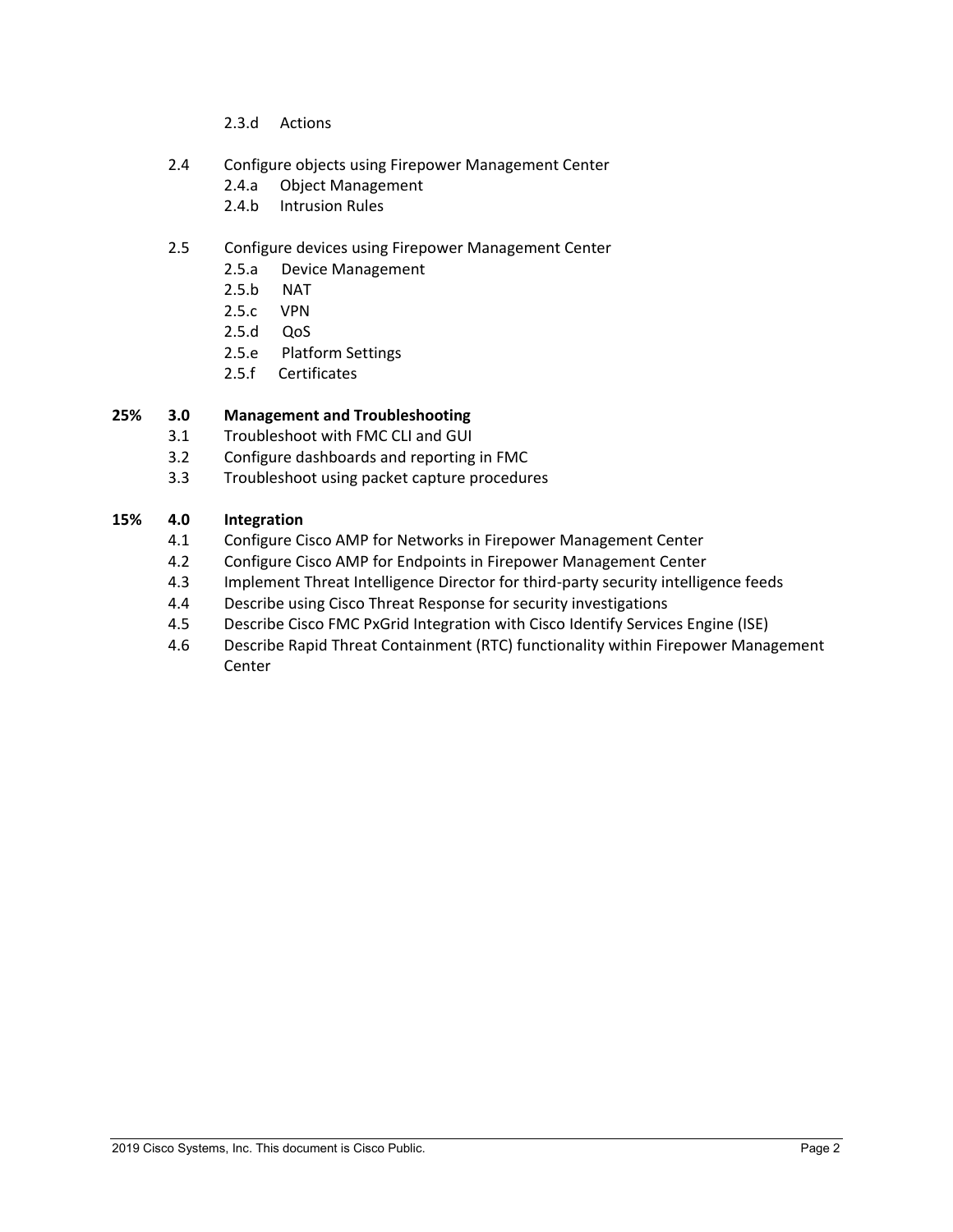- 2.3.d Actions

- 2.4 Configure objects using Firepower Management Center
  - 2.4.a Object Management
  - 2.4.b Intrusion Rules

- 2.5 Configure devices using Firepower Management Center
  - 2.5.a Device Management
  - 2.5.b NAT
  - 2.5.c VPN
  - 2.5.d QoS
  - 2.5.e Platform Settings
  - 2.5.f Certificates

**25% 3.0 Management and Troubleshooting**

- 3.1 Troubleshoot with FMC CLI and GUI
- 3.2 Configure dashboards and reporting in FMC
- 3.3 Troubleshoot using packet capture procedures

**15% 4.0 Integration**

- 4.1 Configure Cisco AMP for Networks in Firepower Management Center
- 4.2 Configure Cisco AMP for Endpoints in Firepower Management Center
- 4.3 Implement Threat Intelligence Director for third-party security intelligence feeds
- 4.4 Describe using Cisco Threat Response for security investigations
- 4.5 Describe Cisco FMC PxGrid Integration with Cisco Identify Services Engine (ISE)
- 4.6 Describe Rapid Threat Containment (RTC) functionality within Firepower Management Center